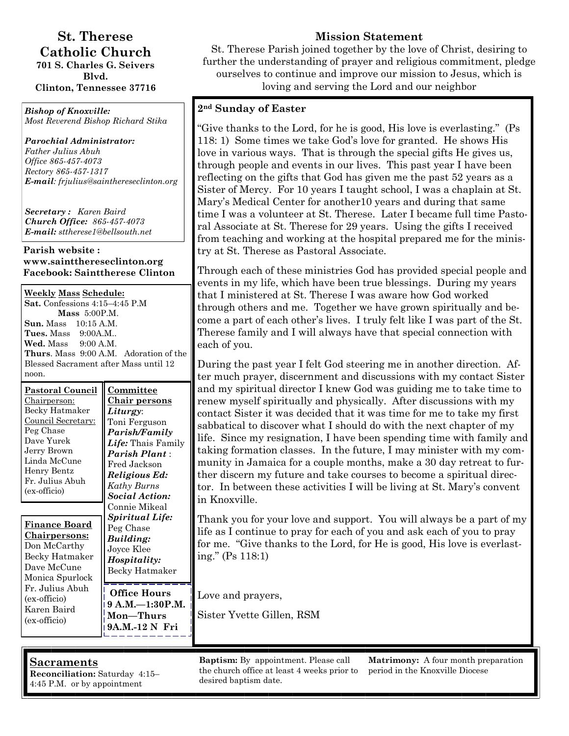# St. Therese Catholic Church

**701 S. Charles G. Seivers Blvd.**
**Clinton, Tennessee 37716**

***Bishop of Knoxville:***
*Most Reverend Bishop Richard Stika*

***Parochial Administrator:***
*Father Julius Abuh*
*Office 865-457-4073*
*Rectory 865-457-1317*
***E-mail**: frjulius@sainthereseclinton.org*

***Secretary :*** *Karen Baird*
***Church Office:*** *865-457-4073*
***E-mail:*** *sttherese1@bellsouth.net*

**Parish website : www.saintthereseclinton.org**
**Facebook: Sainttherese Clinton**

**Weekly Mass Schedule:**
**Sat.** Confessions 4:15–4:45 P.M
**Mass** 5:00P.M.
**Sun.** Mass 10:15 A.M.
**Tues.** Mass 9:00A.M..
**Wed.** Mass 9:00 A.M.
**Thurs**. Mass 9:00 A.M. Adoration of the Blessed Sacrament after Mass until 12 noon.

**Pastoral Council**
Chairperson:
Becky Hatmaker
Council Secretary:
Peg Chase
Dave Yurek
Jerry Brown
Linda McCune
Henry Bentz
Fr. Julius Abuh (ex-officio)

**Committee Chair persons**
***Liturgy***: Toni Ferguson
***Parish/Family Life:*** Thais Family
***Parish Plant*** : Fred Jackson
***Religious Ed:*** *Kathy Burns*
***Social Action:*** Connie Mikeal
***Spiritual Life:*** Peg Chase
***Building:*** Joyce Klee
***Hospitality:*** Becky Hatmaker

**Finance Board Chairpersons:**
Don McCarthy
Becky Hatmaker
Dave McCune
Monica Spurlock
Fr. Julius Abuh (ex-officio)
Karen Baird (ex-officio)

**Office Hours**
**9 A.M.—1:30P.M. Mon—Thurs**
**9A.M.-12 N Fri**

## Mission Statement

St. Therese Parish joined together by the love of Christ, desiring to further the understanding of prayer and religious commitment, pledge ourselves to continue and improve our mission to Jesus, which is loving and serving the Lord and our neighbor

### 2nd Sunday of Easter

"Give thanks to the Lord, for he is good, His love is everlasting." (Ps 118: 1) Some times we take God's love for granted. He shows His love in various ways. That is through the special gifts He gives us, through people and events in our lives. This past year I have been reflecting on the gifts that God has given me the past 52 years as a Sister of Mercy. For 10 years I taught school, I was a chaplain at St. Mary's Medical Center for another10 years and during that same time I was a volunteer at St. Therese. Later I became full time Pastoral Associate at St. Therese for 29 years. Using the gifts I received from teaching and working at the hospital prepared me for the ministry at St. Therese as Pastoral Associate.

Through each of these ministries God has provided special people and events in my life, which have been true blessings. During my years that I ministered at St. Therese I was aware how God worked through others and me. Together we have grown spiritually and become a part of each other's lives. I truly felt like I was part of the St. Therese family and I will always have that special connection with each of you.

During the past year I felt God steering me in another direction. After much prayer, discernment and discussions with my contact Sister and my spiritual director I knew God was guiding me to take time to renew myself spiritually and physically. After discussions with my contact Sister it was decided that it was time for me to take my first sabbatical to discover what I should do with the next chapter of my life. Since my resignation, I have been spending time with family and taking formation classes. In the future, I may minister with my community in Jamaica for a couple months, make a 30 day retreat to further discern my future and take courses to become a spiritual director. In between these activities I will be living at St. Mary's convent in Knoxville.

Thank you for your love and support. You will always be a part of my life as I continue to pray for each of you and ask each of you to pray for me. "Give thanks to the Lord, for He is good, His love is everlasting." (Ps 118:1)

Love and prayers,

Sister Yvette Gillen, RSM

## Sacraments

**Reconciliation:** Saturday 4:15–4:45 P.M. or by appointment

**Baptism:** By appointment. Please call the church office at least 4 weeks prior to desired baptism date.

**Matrimony:** A four month preparation period in the Knoxville Diocese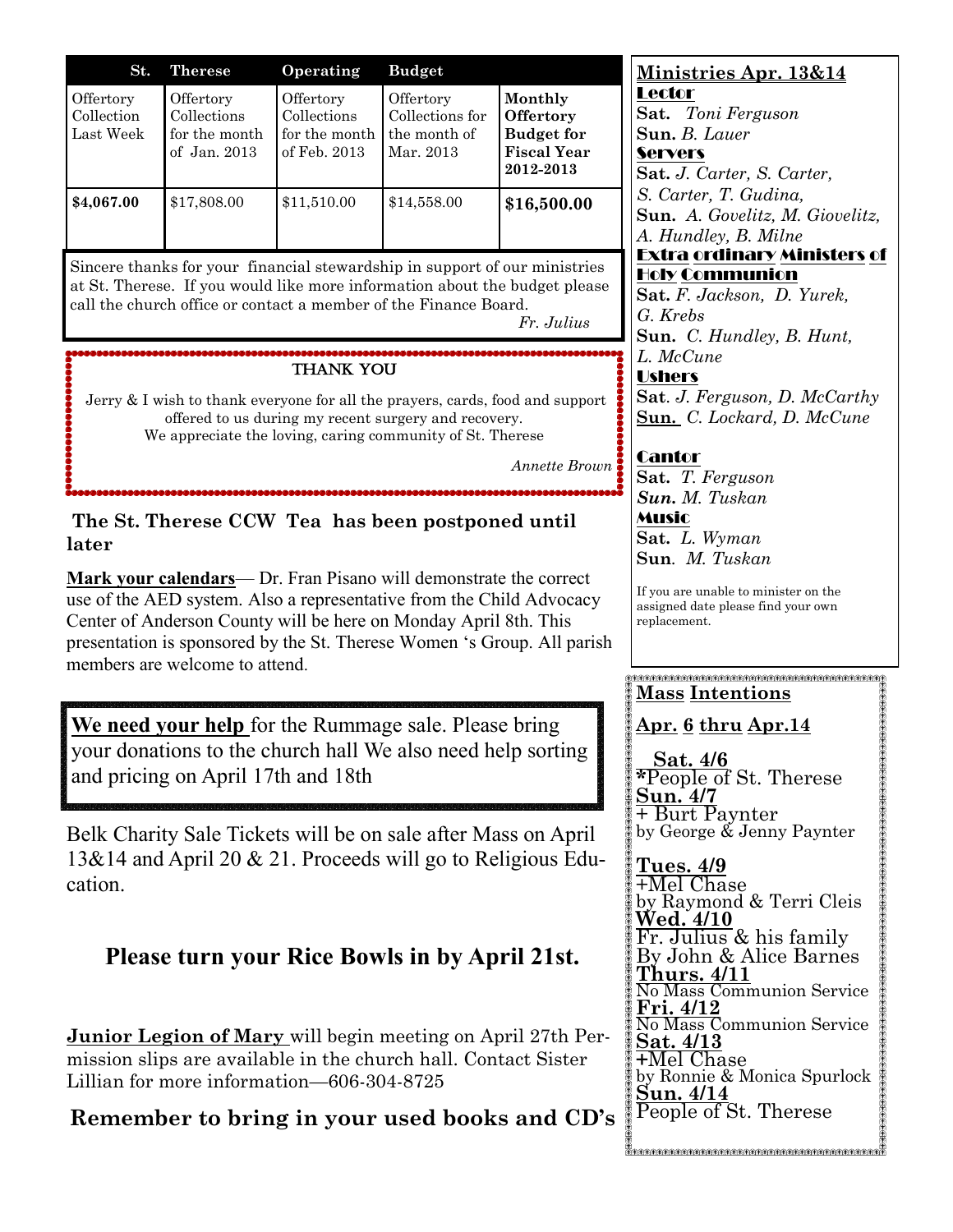| St. Therese | Operating | Budget | | |
|---|---|---|---|---|
| Offertory Collection Last Week | Offertory Collections for the month of Jan. 2013 | Offertory Collections for the month of Feb. 2013 | Offertory Collections for the month of Mar. 2013 | **Monthly Offertory Budget for Fiscal Year 2012-2013** |
| **$4,067.00** | $17,808.00 | $11,510.00 | $14,558.00 | **$16,500.00** |

Sincere thanks for your financial stewardship in support of our ministries at St. Therese. If you would like more information about the budget please call the church office or contact a member of the Finance Board.

*Fr. Julius*

THANK YOU

Jerry & I wish to thank everyone for all the prayers, cards, food and support offered to us during my recent surgery and recovery.
We appreciate the loving, caring community of St. Therese

*Annette Brown*

**The St. Therese CCW Tea has been postponed until later**

**Mark your calendars**— Dr. Fran Pisano will demonstrate the correct use of the AED system. Also a representative from the Child Advocacy Center of Anderson County will be here on Monday April 8th. This presentation is sponsored by the St. Therese Women 's Group. All parish members are welcome to attend.

**We need your help** for the Rummage sale. Please bring your donations to the church hall We also need help sorting and pricing on April 17th and 18th

Belk Charity Sale Tickets will be on sale after Mass on April 13&14 and April 20 & 21. Proceeds will go to Religious Education.

**Please turn your Rice Bowls in by April 21st.**

**Junior Legion of Mary** will begin meeting on April 27th Permission slips are available in the church hall. Contact Sister Lillian for more information—606-304-8725

**Remember to bring in your used books and CD's**

## Ministries Apr. 13&14

**Lector**
**Sat.** *Toni Ferguson*
**Sun.** *B. Lauer*

**Servers**
**Sat.** *J. Carter, S. Carter, S. Carter, T. Gudina,*
**Sun.** *A. Govelitz, M. Giovelitz, A. Hundley, B. Milne*

**Extra ordinary Ministers of Holy Communion**
**Sat.** *F. Jackson, D. Yurek, G. Krebs*
**Sun.** *C. Hundley, B. Hunt, L. McCune*

**Ushers**
**Sat**. *J. Ferguson, D. McCarthy*
**Sun.** *C. Lockard, D. McCune*

**Cantor**
**Sat.** *T. Ferguson*
***Sun.*** *M. Tuskan*

**Music**
**Sat.** *L. Wyman*
**Sun**. *M. Tuskan*

If you are unable to minister on the assigned date please find your own replacement.

## Mass Intentions

**Apr. 6 thru Apr.14**

**Sat. 4/6**
*People of St. Therese

**Sun. 4/7**
+ Burt Paynter
by George & Jenny Paynter

**Tues. 4/9**
+Mel Chase
by Raymond & Terri Cleis

**Wed. 4/10**
Fr. Julius & his family
By John & Alice Barnes

**Thurs. 4/11**
No Mass Communion Service

**Fri. 4/12**
No Mass Communion Service

**Sat. 4/13**
+Mel Chase
by Ronnie & Monica Spurlock

**Sun. 4/14**
People of St. Therese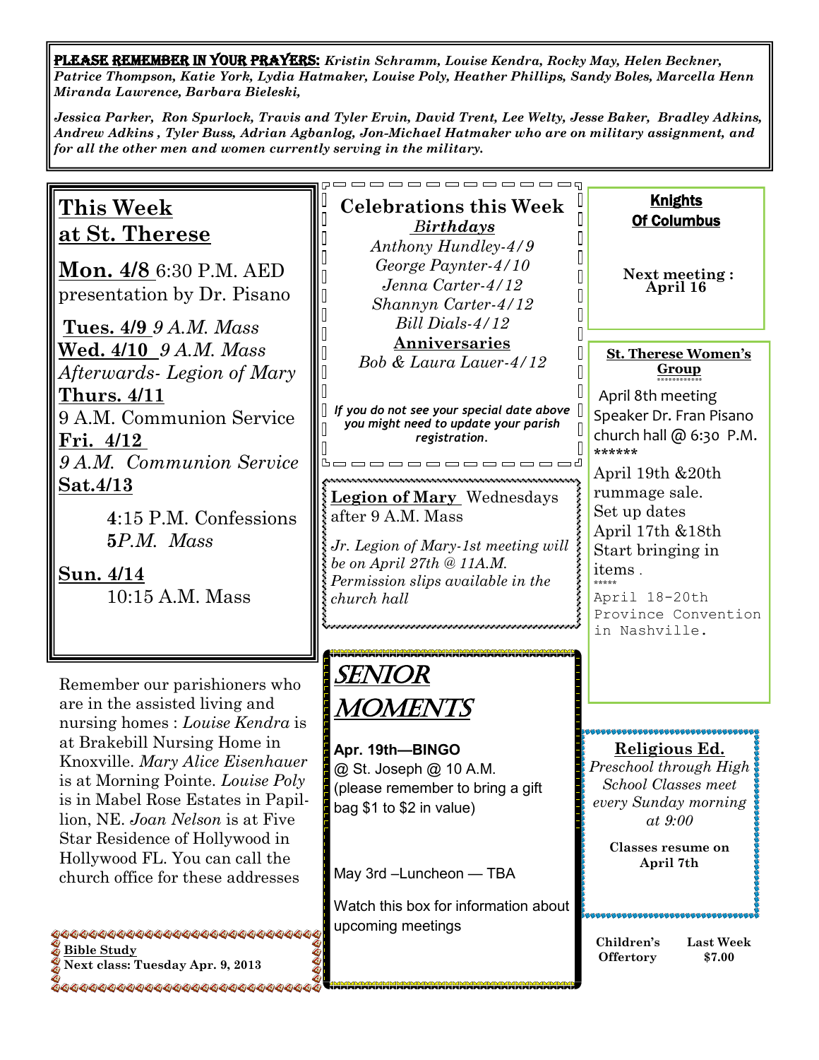**PLEASE REMEMBER IN YOUR PRAYERS:** *Kristin Schramm, Louise Kendra, Rocky May, Helen Beckner, Patrice Thompson, Katie York, Lydia Hatmaker, Louise Poly, Heather Phillips, Sandy Boles, Marcella Henn Miranda Lawrence, Barbara Bieleski,*

*Jessica Parker, Ron Spurlock, Travis and Tyler Ervin, David Trent, Lee Welty, Jesse Baker, Bradley Adkins, Andrew Adkins , Tyler Buss, Adrian Agbanlog, Jon-Michael Hatmaker who are on military assignment, and for all the other men and women currently serving in the military.*

## This Week at St. Therese

**Mon. 4/8** 6:30 P.M. AED presentation by Dr. Pisano

**Tues. 4/9** *9 A.M. Mass*

**Wed. 4/10** *9 A.M. Mass*

*Afterwards- Legion of Mary*

**Thurs. 4/11**

9 A.M. Communion Service

**Fri. 4/12**

*9 A.M. Communion Service*

**Sat.4/13**

4:15 P.M. Confessions

5*P.M. Mass*

**Sun. 4/14**

10:15 A.M. Mass

Remember our parishioners who are in the assisted living and nursing homes : *Louise Kendra* is at Brakebill Nursing Home in Knoxville. *Mary Alice Eisenhauer* is at Morning Pointe. *Louise Poly* is in Mabel Rose Estates in Papillion, NE. *Joan Nelson* is at Five Star Residence of Hollywood in Hollywood FL. You can call the church office for these addresses

**Bible Study**
**Next class: Tuesday Apr. 9, 2013**

## Celebrations this Week

***Birthdays***

*Anthony Hundley-4/9*
*George Paynter-4/10*
*Jenna Carter-4/12*
*Shannyn Carter-4/12*
*Bill Dials-4/12*

**Anniversaries**

*Bob & Laura Lauer-4/12*

***If you do not see your special date above you might need to update your parish registration.***

**Legion of Mary** Wednesdays after 9 A.M. Mass

*Jr. Legion of Mary-1st meeting will be on April 27th @ 11A.M. Permission slips available in the church hall*

## SENIOR MOMENTS

**Apr. 19th—BINGO**
@ St. Joseph @ 10 A.M.
(please remember to bring a gift bag $1 to $2 in value)

May 3rd –Luncheon — TBA

Watch this box for information about upcoming meetings

**Knights Of Columbus**

**Next meeting : April 16**

**St. Therese Women's Group**

April 8th meeting
Speaker Dr. Fran Pisano
church hall @ 6:30 P.M.
******

April 19th &20th rummage sale.
Set up dates
April 17th &18th
Start bringing in items .
*****

April 18-20th Province Convention in Nashville.

**Religious Ed.**

*Preschool through High School Classes meet every Sunday morning at 9:00*

**Classes resume on April 7th**

| Children's Offertory | Last Week $7.00 |
|---|---|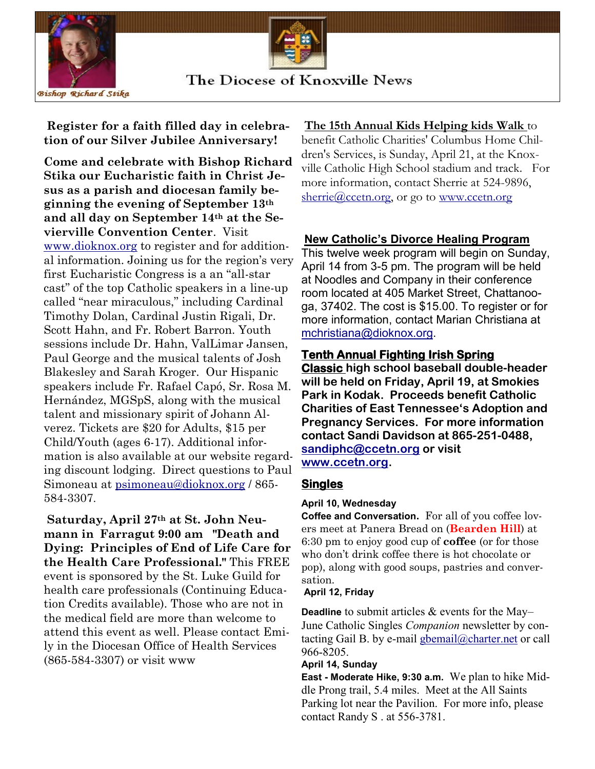Bishop Richard Stika

# The Diocese of Knoxville News

**Register for a faith filled day in celebration of our Silver Jubilee Anniversary!**

**Come and celebrate with Bishop Richard Stika our Eucharistic faith in Christ Jesus as a parish and diocesan family beginning the evening of September 13th and all day on September 14th at the Sevierville Convention Center**. Visit www.dioknox.org to register and for additional information. Joining us for the region's very first Eucharistic Congress is a an "all-star cast" of the top Catholic speakers in a line-up called "near miraculous," including Cardinal Timothy Dolan, Cardinal Justin Rigali, Dr. Scott Hahn, and Fr. Robert Barron. Youth sessions include Dr. Hahn, ValLimar Jansen, Paul George and the musical talents of Josh Blakesley and Sarah Kroger. Our Hispanic speakers include Fr. Rafael Capó, Sr. Rosa M. Hernández, MGSpS, along with the musical talent and missionary spirit of Johann Alverez. Tickets are $20 for Adults, $15 per Child/Youth (ages 6-17). Additional information is also available at our website regarding discount lodging. Direct questions to Paul Simoneau at psimoneau@dioknox.org / 865-584-3307.

**Saturday, April 27th at St. John Neumann in Farragut 9:00 am "Death and Dying: Principles of End of Life Care for the Health Care Professional."** This FREE event is sponsored by the St. Luke Guild for health care professionals (Continuing Education Credits available). Those who are not in the medical field are more than welcome to attend this event as well. Please contact Emily in the Diocesan Office of Health Services (865-584-3307) or visit www

**The 15th Annual Kids Helping kids Walk** to benefit Catholic Charities' Columbus Home Children's Services, is Sunday, April 21, at the Knoxville Catholic High School stadium and track. For more information, contact Sherrie at 524-9896, sherrie@ccetn.org, or go to www.ccetn.org

**New Catholic's Divorce Healing Program**

This twelve week program will begin on Sunday, April 14 from 3-5 pm. The program will be held at Noodles and Company in their conference room located at 405 Market Street, Chattanooga, 37402. The cost is $15.00. To register or for more information, contact Marian Christiana at mchristiana@dioknox.org.

**Tenth Annual Fighting Irish Spring Classic high school baseball double-header will be held on Friday, April 19, at Smokies Park in Kodak. Proceeds benefit Catholic Charities of East Tennessee's Adoption and Pregnancy Services. For more information contact Sandi Davidson at 865-251-0488, sandiphc@ccetn.org or visit www.ccetn.org.**

## Singles

**April 10, Wednesday**

**Coffee and Conversation.** For all of you coffee lovers meet at Panera Bread on (**Bearden Hill**) at 6:30 pm to enjoy good cup of **coffee** (or for those who don't drink coffee there is hot chocolate or pop), along with good soups, pastries and conversation.

**April 12, Friday**

**Deadline** to submit articles & events for the May–June Catholic Singles *Companion* newsletter by contacting Gail B. by e-mail gbemail@charter.net or call 966-8205.

**April 14, Sunday**

**East - Moderate Hike, 9:30 a.m.** We plan to hike Middle Prong trail, 5.4 miles. Meet at the All Saints Parking lot near the Pavilion. For more info, please contact Randy S . at 556-3781.